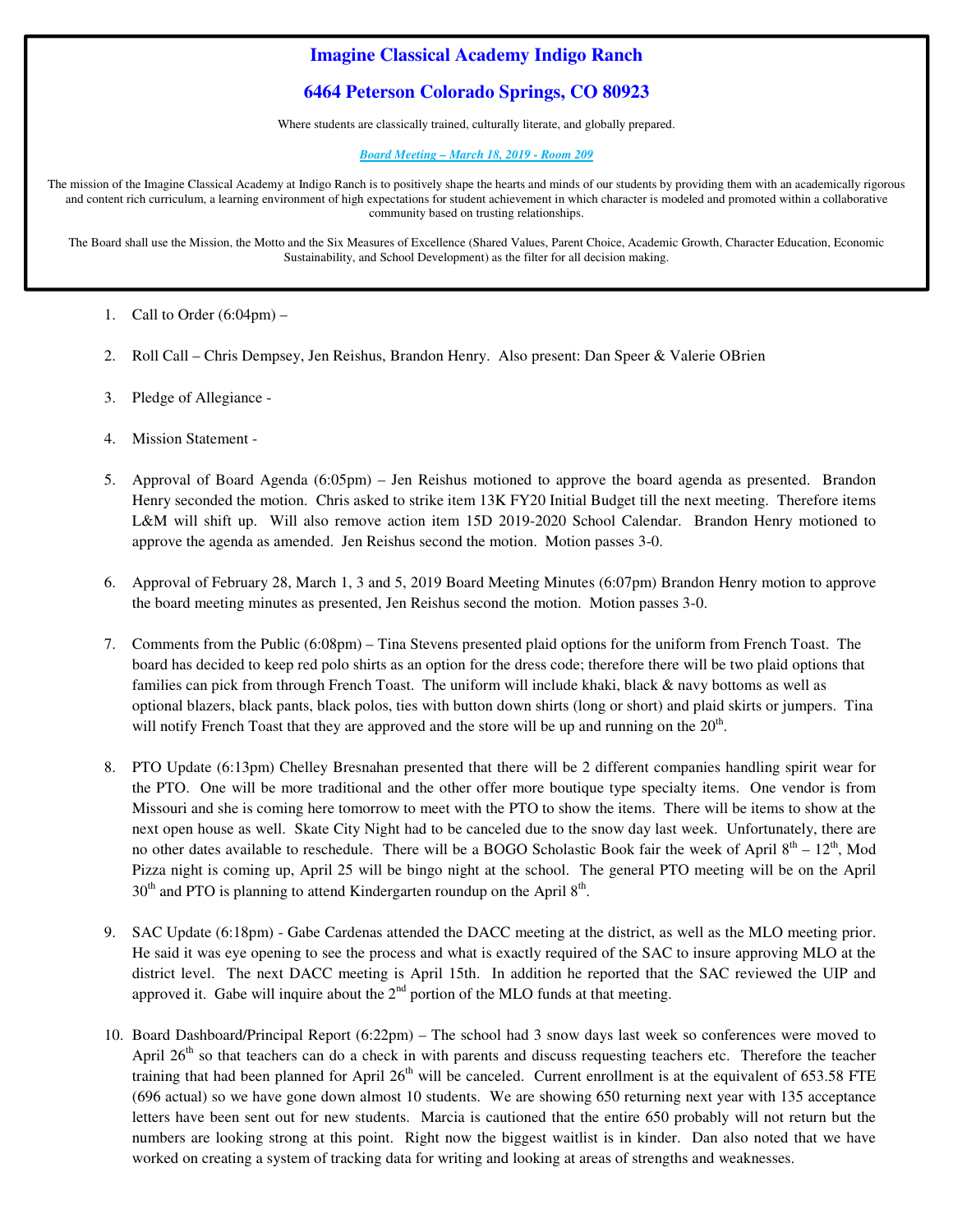# Imagine Classical Academy Indigo Ranch

## 6464 Peterson Colorado Springs, CO 80923

Where students are classically trained, culturally literate, and globally prepared.

***Board Meeting – March 18, 2019 - Room 209***

The mission of the Imagine Classical Academy at Indigo Ranch is to positively shape the hearts and minds of our students by providing them with an academically rigorous and content rich curriculum, a learning environment of high expectations for student achievement in which character is modeled and promoted within a collaborative community based on trusting relationships.

The Board shall use the Mission, the Motto and the Six Measures of Excellence (Shared Values, Parent Choice, Academic Growth, Character Education, Economic Sustainability, and School Development) as the filter for all decision making.

1. Call to Order (6:04pm) –

2. Roll Call – Chris Dempsey, Jen Reishus, Brandon Henry. Also present: Dan Speer & Valerie OBrien

3. Pledge of Allegiance -

4. Mission Statement -

5. Approval of Board Agenda (6:05pm) – Jen Reishus motioned to approve the board agenda as presented. Brandon Henry seconded the motion. Chris asked to strike item 13K FY20 Initial Budget till the next meeting. Therefore items L&M will shift up. Will also remove action item 15D 2019-2020 School Calendar. Brandon Henry motioned to approve the agenda as amended. Jen Reishus second the motion. Motion passes 3-0.

6. Approval of February 28, March 1, 3 and 5, 2019 Board Meeting Minutes (6:07pm) Brandon Henry motion to approve the board meeting minutes as presented, Jen Reishus second the motion. Motion passes 3-0.

7. Comments from the Public (6:08pm) – Tina Stevens presented plaid options for the uniform from French Toast. The board has decided to keep red polo shirts as an option for the dress code; therefore there will be two plaid options that families can pick from through French Toast. The uniform will include khaki, black & navy bottoms as well as optional blazers, black pants, black polos, ties with button down shirts (long or short) and plaid skirts or jumpers. Tina will notify French Toast that they are approved and the store will be up and running on the 20th.

8. PTO Update (6:13pm) Chelley Bresnahan presented that there will be 2 different companies handling spirit wear for the PTO. One will be more traditional and the other offer more boutique type specialty items. One vendor is from Missouri and she is coming here tomorrow to meet with the PTO to show the items. There will be items to show at the next open house as well. Skate City Night had to be canceled due to the snow day last week. Unfortunately, there are no other dates available to reschedule. There will be a BOGO Scholastic Book fair the week of April 8th – 12th, Mod Pizza night is coming up, April 25 will be bingo night at the school. The general PTO meeting will be on the April 30th and PTO is planning to attend Kindergarten roundup on the April 8th.

9. SAC Update (6:18pm) - Gabe Cardenas attended the DACC meeting at the district, as well as the MLO meeting prior. He said it was eye opening to see the process and what is exactly required of the SAC to insure approving MLO at the district level. The next DACC meeting is April 15th. In addition he reported that the SAC reviewed the UIP and approved it. Gabe will inquire about the 2nd portion of the MLO funds at that meeting.

10. Board Dashboard/Principal Report (6:22pm) – The school had 3 snow days last week so conferences were moved to April 26th so that teachers can do a check in with parents and discuss requesting teachers etc. Therefore the teacher training that had been planned for April 26th will be canceled. Current enrollment is at the equivalent of 653.58 FTE (696 actual) so we have gone down almost 10 students. We are showing 650 returning next year with 135 acceptance letters have been sent out for new students. Marcia is cautioned that the entire 650 probably will not return but the numbers are looking strong at this point. Right now the biggest waitlist is in kinder. Dan also noted that we have worked on creating a system of tracking data for writing and looking at areas of strengths and weaknesses.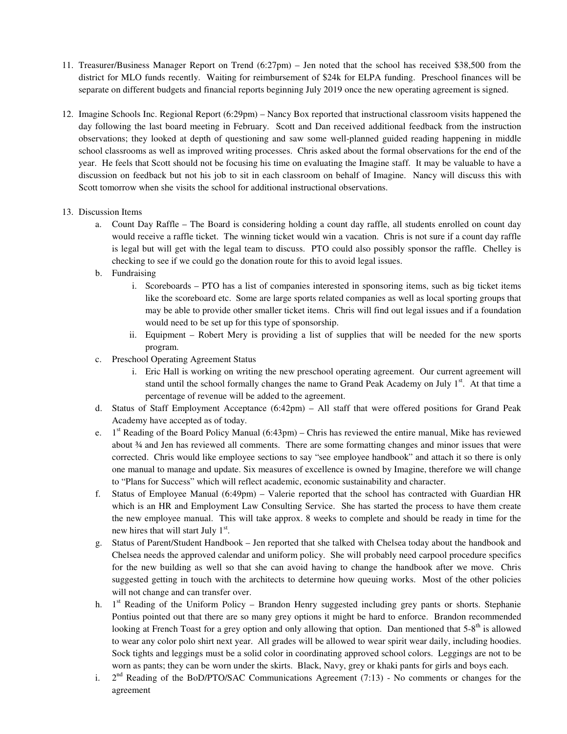11. Treasurer/Business Manager Report on Trend (6:27pm) – Jen noted that the school has received $38,500 from the district for MLO funds recently. Waiting for reimbursement of $24k for ELPA funding. Preschool finances will be separate on different budgets and financial reports beginning July 2019 once the new operating agreement is signed.

12. Imagine Schools Inc. Regional Report (6:29pm) – Nancy Box reported that instructional classroom visits happened the day following the last board meeting in February. Scott and Dan received additional feedback from the instruction observations; they looked at depth of questioning and saw some well-planned guided reading happening in middle school classrooms as well as improved writing processes. Chris asked about the formal observations for the end of the year. He feels that Scott should not be focusing his time on evaluating the Imagine staff. It may be valuable to have a discussion on feedback but not his job to sit in each classroom on behalf of Imagine. Nancy will discuss this with Scott tomorrow when she visits the school for additional instructional observations.

13. Discussion Items
    a. Count Day Raffle – The Board is considering holding a count day raffle, all students enrolled on count day would receive a raffle ticket. The winning ticket would win a vacation. Chris is not sure if a count day raffle is legal but will get with the legal team to discuss. PTO could also possibly sponsor the raffle. Chelley is checking to see if we could go the donation route for this to avoid legal issues.
    b. Fundraising
        i. Scoreboards – PTO has a list of companies interested in sponsoring items, such as big ticket items like the scoreboard etc. Some are large sports related companies as well as local sporting groups that may be able to provide other smaller ticket items. Chris will find out legal issues and if a foundation would need to be set up for this type of sponsorship.
        ii. Equipment – Robert Mery is providing a list of supplies that will be needed for the new sports program.
    c. Preschool Operating Agreement Status
        i. Eric Hall is working on writing the new preschool operating agreement. Our current agreement will stand until the school formally changes the name to Grand Peak Academy on July 1st. At that time a percentage of revenue will be added to the agreement.
    d. Status of Staff Employment Acceptance (6:42pm) – All staff that were offered positions for Grand Peak Academy have accepted as of today.
    e. 1st Reading of the Board Policy Manual (6:43pm) – Chris has reviewed the entire manual, Mike has reviewed about ¾ and Jen has reviewed all comments. There are some formatting changes and minor issues that were corrected. Chris would like employee sections to say "see employee handbook" and attach it so there is only one manual to manage and update. Six measures of excellence is owned by Imagine, therefore we will change to "Plans for Success" which will reflect academic, economic sustainability and character.
    f. Status of Employee Manual (6:49pm) – Valerie reported that the school has contracted with Guardian HR which is an HR and Employment Law Consulting Service. She has started the process to have them create the new employee manual. This will take approx. 8 weeks to complete and should be ready in time for the new hires that will start July 1st.
    g. Status of Parent/Student Handbook – Jen reported that she talked with Chelsea today about the handbook and Chelsea needs the approved calendar and uniform policy. She will probably need carpool procedure specifics for the new building as well so that she can avoid having to change the handbook after we move. Chris suggested getting in touch with the architects to determine how queuing works. Most of the other policies will not change and can transfer over.
    h. 1st Reading of the Uniform Policy – Brandon Henry suggested including grey pants or shorts. Stephanie Pontius pointed out that there are so many grey options it might be hard to enforce. Brandon recommended looking at French Toast for a grey option and only allowing that option. Dan mentioned that 5-8th is allowed to wear any color polo shirt next year. All grades will be allowed to wear spirit wear daily, including hoodies. Sock tights and leggings must be a solid color in coordinating approved school colors. Leggings are not to be worn as pants; they can be worn under the skirts. Black, Navy, grey or khaki pants for girls and boys each.
    i. 2nd Reading of the BoD/PTO/SAC Communications Agreement (7:13) - No comments or changes for the agreement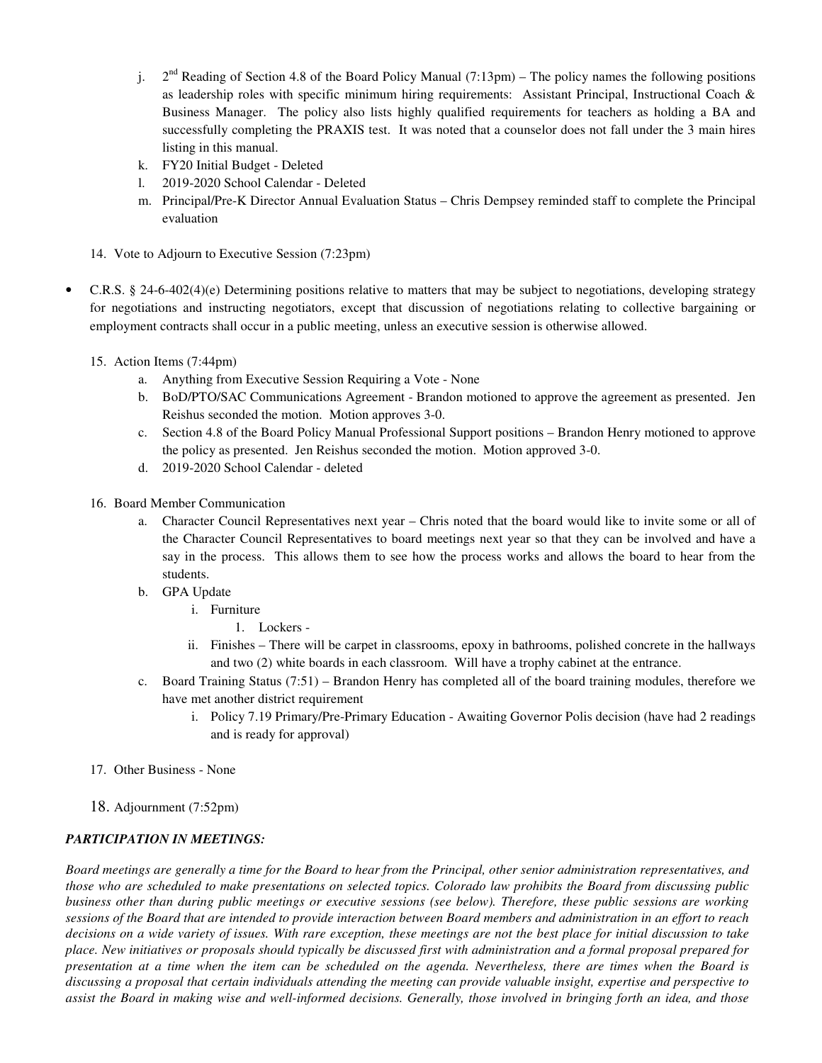j. 2nd Reading of Section 4.8 of the Board Policy Manual (7:13pm) – The policy names the following positions as leadership roles with specific minimum hiring requirements: Assistant Principal, Instructional Coach & Business Manager. The policy also lists highly qualified requirements for teachers as holding a BA and successfully completing the PRAXIS test. It was noted that a counselor does not fall under the 3 main hires listing in this manual.

k. FY20 Initial Budget - Deleted

l. 2019-2020 School Calendar - Deleted

m. Principal/Pre-K Director Annual Evaluation Status – Chris Dempsey reminded staff to complete the Principal evaluation

14. Vote to Adjourn to Executive Session (7:23pm)

- C.R.S. § 24-6-402(4)(e) Determining positions relative to matters that may be subject to negotiations, developing strategy for negotiations and instructing negotiators, except that discussion of negotiations relating to collective bargaining or employment contracts shall occur in a public meeting, unless an executive session is otherwise allowed.

15. Action Items (7:44pm)
    a. Anything from Executive Session Requiring a Vote - None
    b. BoD/PTO/SAC Communications Agreement - Brandon motioned to approve the agreement as presented. Jen Reishus seconded the motion. Motion approves 3-0.
    c. Section 4.8 of the Board Policy Manual Professional Support positions – Brandon Henry motioned to approve the policy as presented. Jen Reishus seconded the motion. Motion approved 3-0.
    d. 2019-2020 School Calendar - deleted

16. Board Member Communication
    a. Character Council Representatives next year – Chris noted that the board would like to invite some or all of the Character Council Representatives to board meetings next year so that they can be involved and have a say in the process. This allows them to see how the process works and allows the board to hear from the students.
    b. GPA Update
        i. Furniture
            1. Lockers -
        ii. Finishes – There will be carpet in classrooms, epoxy in bathrooms, polished concrete in the hallways and two (2) white boards in each classroom. Will have a trophy cabinet at the entrance.
    c. Board Training Status (7:51) – Brandon Henry has completed all of the board training modules, therefore we have met another district requirement
        i. Policy 7.19 Primary/Pre-Primary Education - Awaiting Governor Polis decision (have had 2 readings and is ready for approval)

17. Other Business - None

18. Adjournment (7:52pm)

***PARTICIPATION IN MEETINGS:***

*Board meetings are generally a time for the Board to hear from the Principal, other senior administration representatives, and those who are scheduled to make presentations on selected topics. Colorado law prohibits the Board from discussing public business other than during public meetings or executive sessions (see below). Therefore, these public sessions are working sessions of the Board that are intended to provide interaction between Board members and administration in an effort to reach decisions on a wide variety of issues. With rare exception, these meetings are not the best place for initial discussion to take place. New initiatives or proposals should typically be discussed first with administration and a formal proposal prepared for presentation at a time when the item can be scheduled on the agenda. Nevertheless, there are times when the Board is discussing a proposal that certain individuals attending the meeting can provide valuable insight, expertise and perspective to assist the Board in making wise and well-informed decisions. Generally, those involved in bringing forth an idea, and those*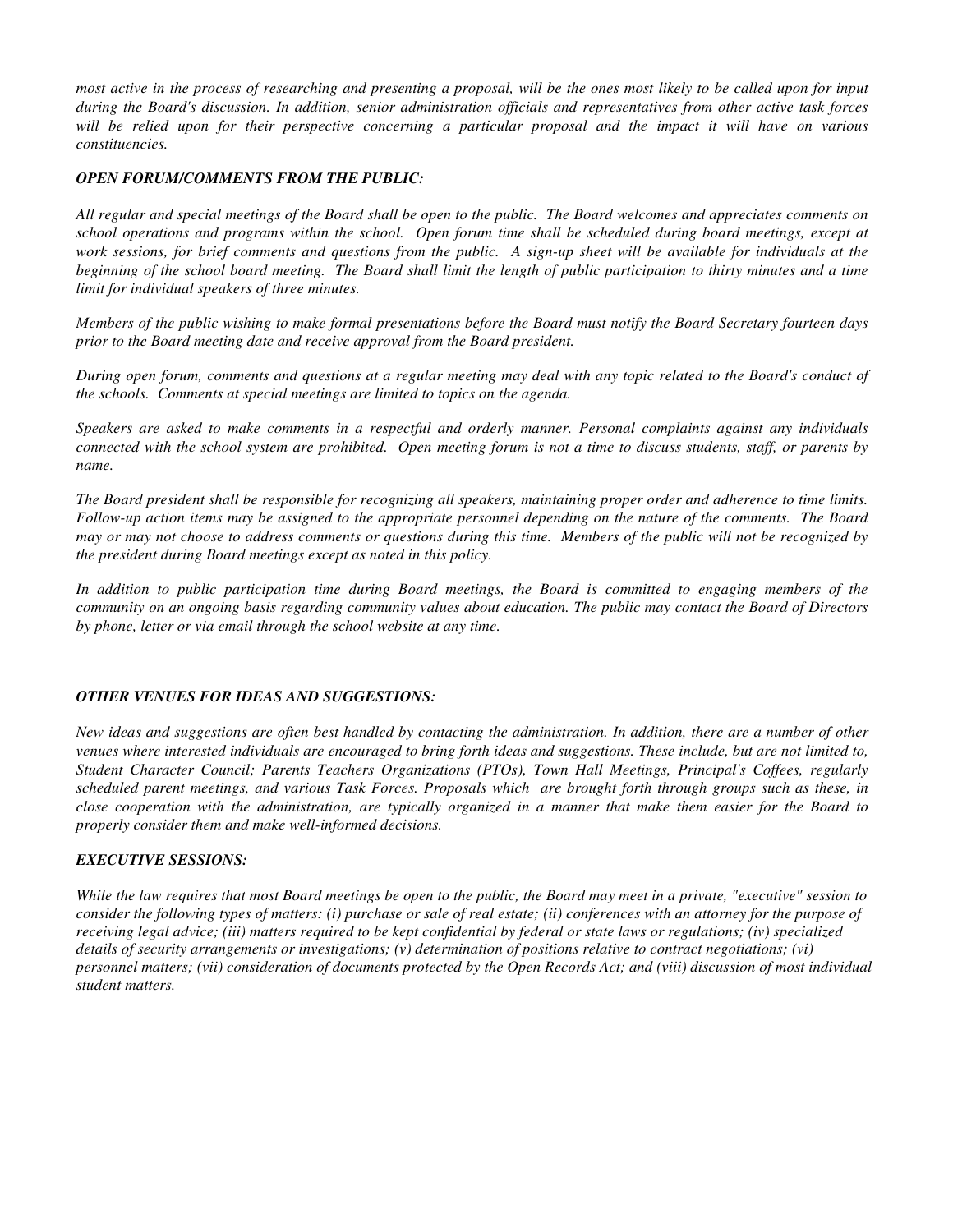*most active in the process of researching and presenting a proposal, will be the ones most likely to be called upon for input during the Board's discussion. In addition, senior administration officials and representatives from other active task forces will be relied upon for their perspective concerning a particular proposal and the impact it will have on various constituencies.*

***OPEN FORUM/COMMENTS FROM THE PUBLIC:***

*All regular and special meetings of the Board shall be open to the public. The Board welcomes and appreciates comments on school operations and programs within the school. Open forum time shall be scheduled during board meetings, except at work sessions, for brief comments and questions from the public. A sign-up sheet will be available for individuals at the beginning of the school board meeting. The Board shall limit the length of public participation to thirty minutes and a time limit for individual speakers of three minutes.*

*Members of the public wishing to make formal presentations before the Board must notify the Board Secretary fourteen days prior to the Board meeting date and receive approval from the Board president.*

*During open forum, comments and questions at a regular meeting may deal with any topic related to the Board's conduct of the schools. Comments at special meetings are limited to topics on the agenda.*

*Speakers are asked to make comments in a respectful and orderly manner. Personal complaints against any individuals connected with the school system are prohibited. Open meeting forum is not a time to discuss students, staff, or parents by name.*

*The Board president shall be responsible for recognizing all speakers, maintaining proper order and adherence to time limits. Follow-up action items may be assigned to the appropriate personnel depending on the nature of the comments. The Board may or may not choose to address comments or questions during this time. Members of the public will not be recognized by the president during Board meetings except as noted in this policy.*

*In addition to public participation time during Board meetings, the Board is committed to engaging members of the community on an ongoing basis regarding community values about education. The public may contact the Board of Directors by phone, letter or via email through the school website at any time.*

***OTHER VENUES FOR IDEAS AND SUGGESTIONS:***

*New ideas and suggestions are often best handled by contacting the administration. In addition, there are a number of other venues where interested individuals are encouraged to bring forth ideas and suggestions. These include, but are not limited to, Student Character Council; Parents Teachers Organizations (PTOs), Town Hall Meetings, Principal's Coffees, regularly scheduled parent meetings, and various Task Forces. Proposals which are brought forth through groups such as these, in close cooperation with the administration, are typically organized in a manner that make them easier for the Board to properly consider them and make well-informed decisions.*

***EXECUTIVE SESSIONS:***

*While the law requires that most Board meetings be open to the public, the Board may meet in a private, "executive" session to consider the following types of matters: (i) purchase or sale of real estate; (ii) conferences with an attorney for the purpose of receiving legal advice; (iii) matters required to be kept confidential by federal or state laws or regulations; (iv) specialized details of security arrangements or investigations; (v) determination of positions relative to contract negotiations; (vi) personnel matters; (vii) consideration of documents protected by the Open Records Act; and (viii) discussion of most individual student matters.*